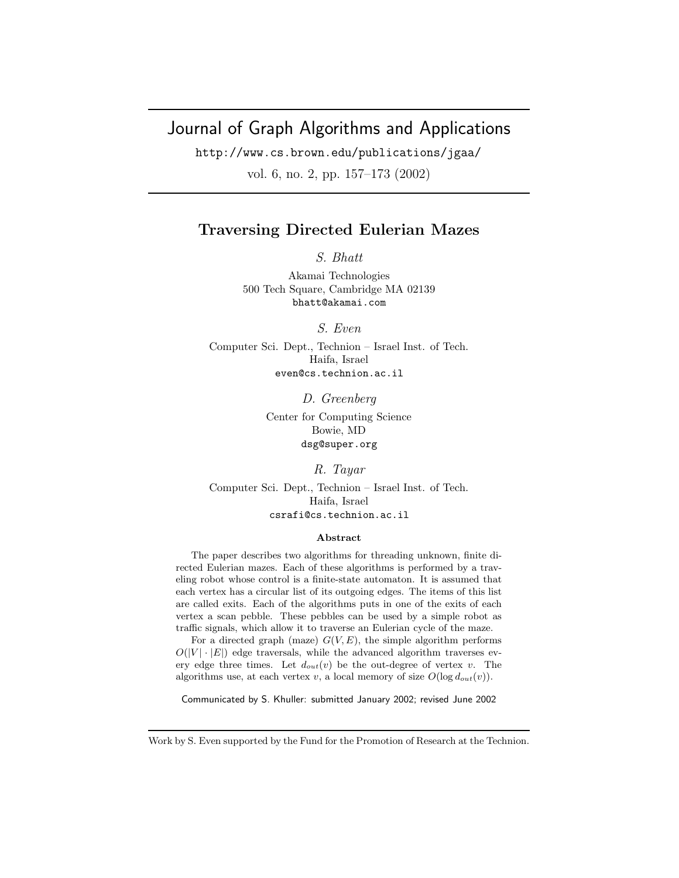Journal of Graph Algorithms and Applications

http://www.cs.brown.edu/publications/jgaa/

vol. 6, no. 2, pp. 157–173 (2002)

# Traversing Directed Eulerian Mazes

*S. Bhatt*

Akamai Technologies
500 Tech Square, Cambridge MA 02139
bhatt@akamai.com

*S. Even*

Computer Sci. Dept., Technion – Israel Inst. of Tech.
Haifa, Israel
even@cs.technion.ac.il

*D. Greenberg*

Center for Computing Science
Bowie, MD
dsg@super.org

*R. Tayar*

Computer Sci. Dept., Technion – Israel Inst. of Tech.
Haifa, Israel
csrafi@cs.technion.ac.il

### Abstract

The paper describes two algorithms for threading unknown, finite directed Eulerian mazes. Each of these algorithms is performed by a traveling robot whose control is a finite-state automaton. It is assumed that each vertex has a circular list of its outgoing edges. The items of this list are called exits. Each of the algorithms puts in one of the exits of each vertex a scan pebble. These pebbles can be used by a simple robot as traffic signals, which allow it to traverse an Eulerian cycle of the maze.

For a directed graph (maze) $G(V, E)$, the simple algorithm performs $O(|V| \cdot |E|)$ edge traversals, while the advanced algorithm traverses every edge three times. Let $d_{out}(v)$ be the out-degree of vertex $v$. The algorithms use, at each vertex $v$, a local memory of size $O(\log d_{out}(v))$.

Communicated by S. Khuller: submitted January 2002; revised June 2002

Work by S. Even supported by the Fund for the Promotion of Research at the Technion.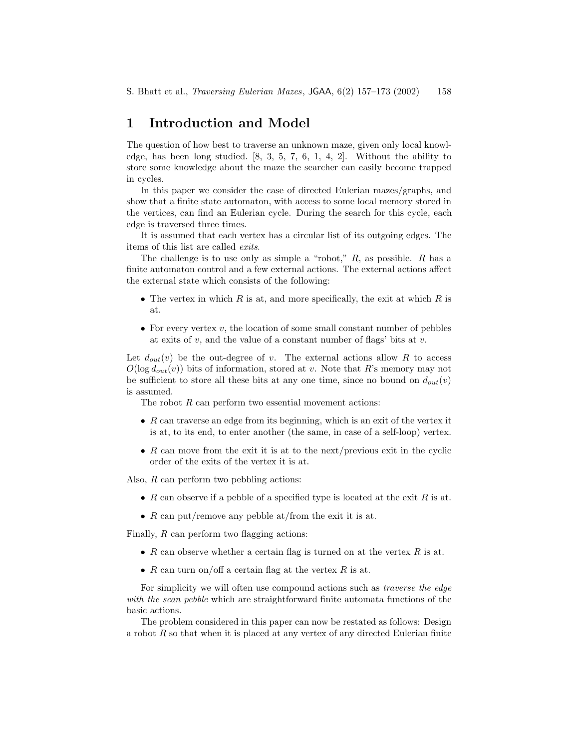# 1 Introduction and Model

The question of how best to traverse an unknown maze, given only local knowledge, has been long studied. [8, 3, 5, 7, 6, 1, 4, 2]. Without the ability to store some knowledge about the maze the searcher can easily become trapped in cycles.

In this paper we consider the case of directed Eulerian mazes/graphs, and show that a finite state automaton, with access to some local memory stored in the vertices, can find an Eulerian cycle. During the search for this cycle, each edge is traversed three times.

It is assumed that each vertex has a circular list of its outgoing edges. The items of this list are called *exits*.

The challenge is to use only as simple a "robot," $R$, as possible. $R$ has a finite automaton control and a few external actions. The external actions affect the external state which consists of the following:

- The vertex in which $R$ is at, and more specifically, the exit at which $R$ is at.
- For every vertex $v$, the location of some small constant number of pebbles at exits of $v$, and the value of a constant number of flags' bits at $v$.

Let $d_{out}(v)$ be the out-degree of $v$. The external actions allow $R$ to access $O(\log d_{out}(v))$ bits of information, stored at $v$. Note that $R$'s memory may not be sufficient to store all these bits at any one time, since no bound on $d_{out}(v)$ is assumed.

The robot $R$ can perform two essential movement actions:

- $R$ can traverse an edge from its beginning, which is an exit of the vertex it is at, to its end, to enter another (the same, in case of a self-loop) vertex.
- $R$ can move from the exit it is at to the next/previous exit in the cyclic order of the exits of the vertex it is at.

Also, $R$ can perform two pebbling actions:

- $R$ can observe if a pebble of a specified type is located at the exit $R$ is at.
- $R$ can put/remove any pebble at/from the exit it is at.

Finally, $R$ can perform two flagging actions:

- $R$ can observe whether a certain flag is turned on at the vertex $R$ is at.
- $R$ can turn on/off a certain flag at the vertex $R$ is at.

For simplicity we will often use compound actions such as *traverse the edge with the scan pebble* which are straightforward finite automata functions of the basic actions.

The problem considered in this paper can now be restated as follows: Design a robot $R$ so that when it is placed at any vertex of any directed Eulerian finite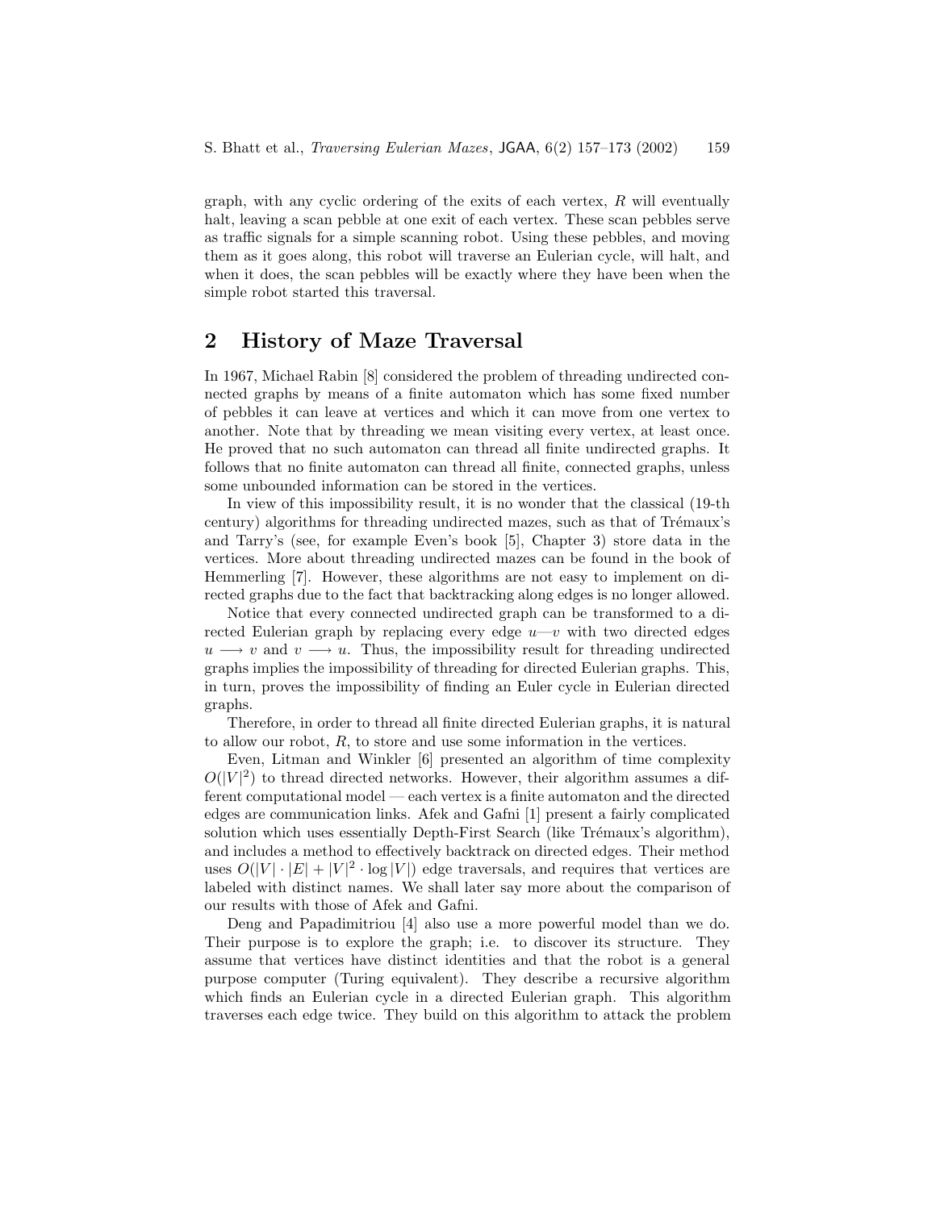graph, with any cyclic ordering of the exits of each vertex, $R$ will eventually halt, leaving a scan pebble at one exit of each vertex. These scan pebbles serve as traffic signals for a simple scanning robot. Using these pebbles, and moving them as it goes along, this robot will traverse an Eulerian cycle, will halt, and when it does, the scan pebbles will be exactly where they have been when the simple robot started this traversal.

## 2 History of Maze Traversal

In 1967, Michael Rabin [8] considered the problem of threading undirected connected graphs by means of a finite automaton which has some fixed number of pebbles it can leave at vertices and which it can move from one vertex to another. Note that by threading we mean visiting every vertex, at least once. He proved that no such automaton can thread all finite undirected graphs. It follows that no finite automaton can thread all finite, connected graphs, unless some unbounded information can be stored in the vertices.

In view of this impossibility result, it is no wonder that the classical (19-th century) algorithms for threading undirected mazes, such as that of Trémaux's and Tarry's (see, for example Even's book [5], Chapter 3) store data in the vertices. More about threading undirected mazes can be found in the book of Hemmerling [7]. However, these algorithms are not easy to implement on directed graphs due to the fact that backtracking along edges is no longer allowed.

Notice that every connected undirected graph can be transformed to a directed Eulerian graph by replacing every edge $u$—$v$ with two directed edges $u \longrightarrow v$ and $v \longrightarrow u$. Thus, the impossibility result for threading undirected graphs implies the impossibility of threading for directed Eulerian graphs. This, in turn, proves the impossibility of finding an Euler cycle in Eulerian directed graphs.

Therefore, in order to thread all finite directed Eulerian graphs, it is natural to allow our robot, $R$, to store and use some information in the vertices.

Even, Litman and Winkler [6] presented an algorithm of time complexity $O(|V|^2)$ to thread directed networks. However, their algorithm assumes a different computational model — each vertex is a finite automaton and the directed edges are communication links. Afek and Gafni [1] present a fairly complicated solution which uses essentially Depth-First Search (like Trémaux's algorithm), and includes a method to effectively backtrack on directed edges. Their method uses $O(|V| \cdot |E| + |V|^2 \cdot \log |V|)$ edge traversals, and requires that vertices are labeled with distinct names. We shall later say more about the comparison of our results with those of Afek and Gafni.

Deng and Papadimitriou [4] also use a more powerful model than we do. Their purpose is to explore the graph; i.e. to discover its structure. They assume that vertices have distinct identities and that the robot is a general purpose computer (Turing equivalent). They describe a recursive algorithm which finds an Eulerian cycle in a directed Eulerian graph. This algorithm traverses each edge twice. They build on this algorithm to attack the problem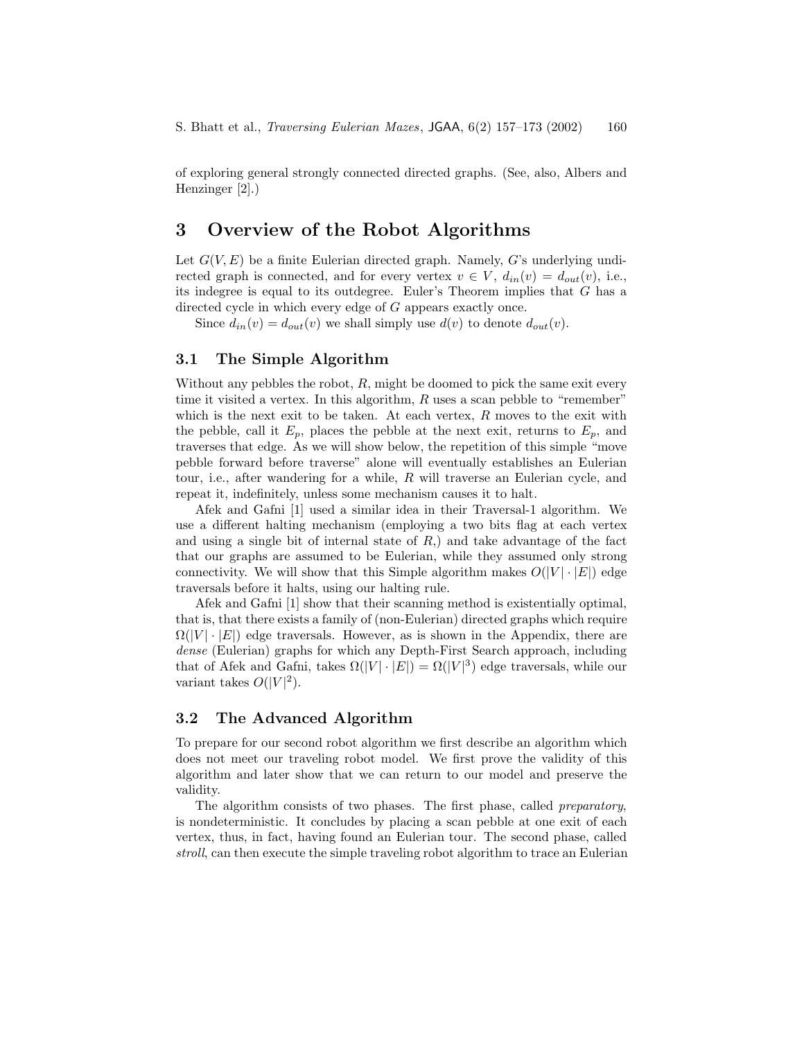of exploring general strongly connected directed graphs. (See, also, Albers and Henzinger [2].)

# 3 Overview of the Robot Algorithms

Let $G(V, E)$ be a finite Eulerian directed graph. Namely, $G$'s underlying undirected graph is connected, and for every vertex $v \in V$, $d_{in}(v) = d_{out}(v)$, i.e., its indegree is equal to its outdegree. Euler's Theorem implies that $G$ has a directed cycle in which every edge of $G$ appears exactly once.

Since $d_{in}(v) = d_{out}(v)$ we shall simply use $d(v)$ to denote $d_{out}(v)$.

## 3.1 The Simple Algorithm

Without any pebbles the robot, $R$, might be doomed to pick the same exit every time it visited a vertex. In this algorithm, $R$ uses a scan pebble to "remember" which is the next exit to be taken. At each vertex, $R$ moves to the exit with the pebble, call it $E_p$, places the pebble at the next exit, returns to $E_p$, and traverses that edge. As we will show below, the repetition of this simple "move pebble forward before traverse" alone will eventually establishes an Eulerian tour, i.e., after wandering for a while, $R$ will traverse an Eulerian cycle, and repeat it, indefinitely, unless some mechanism causes it to halt.

Afek and Gafni [1] used a similar idea in their Traversal-1 algorithm. We use a different halting mechanism (employing a two bits flag at each vertex and using a single bit of internal state of $R$,) and take advantage of the fact that our graphs are assumed to be Eulerian, while they assumed only strong connectivity. We will show that this Simple algorithm makes $O(|V| \cdot |E|)$ edge traversals before it halts, using our halting rule.

Afek and Gafni [1] show that their scanning method is existentially optimal, that is, that there exists a family of (non-Eulerian) directed graphs which require $\Omega(|V| \cdot |E|)$ edge traversals. However, as is shown in the Appendix, there are *dense* (Eulerian) graphs for which any Depth-First Search approach, including that of Afek and Gafni, takes $\Omega(|V| \cdot |E|) = \Omega(|V|^3)$ edge traversals, while our variant takes $O(|V|^2)$.

## 3.2 The Advanced Algorithm

To prepare for our second robot algorithm we first describe an algorithm which does not meet our traveling robot model. We first prove the validity of this algorithm and later show that we can return to our model and preserve the validity.

The algorithm consists of two phases. The first phase, called *preparatory*, is nondeterministic. It concludes by placing a scan pebble at one exit of each vertex, thus, in fact, having found an Eulerian tour. The second phase, called *stroll*, can then execute the simple traveling robot algorithm to trace an Eulerian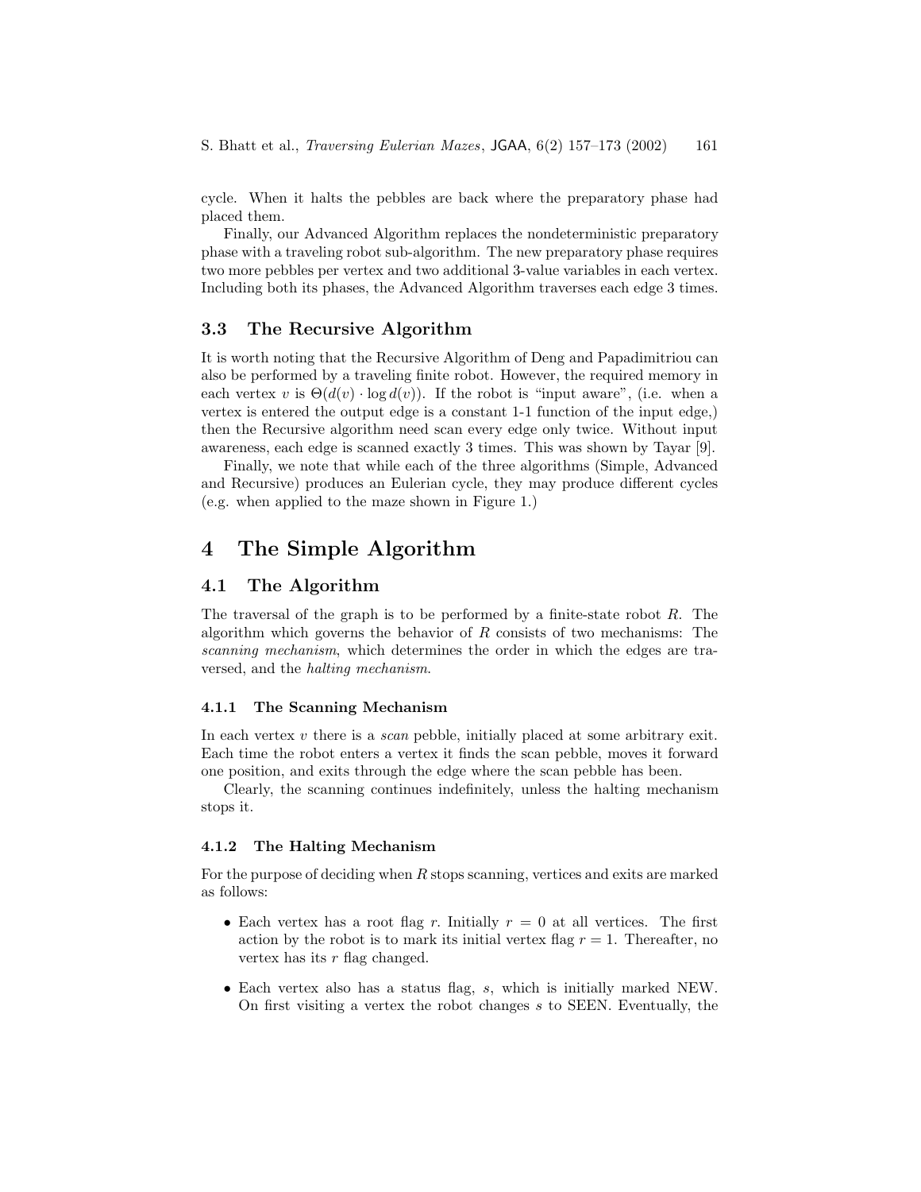cycle. When it halts the pebbles are back where the preparatory phase had placed them.

Finally, our Advanced Algorithm replaces the nondeterministic preparatory phase with a traveling robot sub-algorithm. The new preparatory phase requires two more pebbles per vertex and two additional 3-value variables in each vertex. Including both its phases, the Advanced Algorithm traverses each edge 3 times.

### 3.3 The Recursive Algorithm

It is worth noting that the Recursive Algorithm of Deng and Papadimitriou can also be performed by a traveling finite robot. However, the required memory in each vertex $v$ is $\Theta(d(v) \cdot \log d(v))$. If the robot is "input aware", (i.e. when a vertex is entered the output edge is a constant 1-1 function of the input edge,) then the Recursive algorithm need scan every edge only twice. Without input awareness, each edge is scanned exactly 3 times. This was shown by Tayar [9].

Finally, we note that while each of the three algorithms (Simple, Advanced and Recursive) produces an Eulerian cycle, they may produce different cycles (e.g. when applied to the maze shown in Figure 1.)

# 4 The Simple Algorithm

## 4.1 The Algorithm

The traversal of the graph is to be performed by a finite-state robot $R$. The algorithm which governs the behavior of $R$ consists of two mechanisms: The *scanning mechanism*, which determines the order in which the edges are traversed, and the *halting mechanism*.

#### 4.1.1 The Scanning Mechanism

In each vertex $v$ there is a *scan* pebble, initially placed at some arbitrary exit. Each time the robot enters a vertex it finds the scan pebble, moves it forward one position, and exits through the edge where the scan pebble has been.

Clearly, the scanning continues indefinitely, unless the halting mechanism stops it.

#### 4.1.2 The Halting Mechanism

For the purpose of deciding when $R$ stops scanning, vertices and exits are marked as follows:

- Each vertex has a root flag $r$. Initially $r = 0$ at all vertices. The first action by the robot is to mark its initial vertex flag $r = 1$. Thereafter, no vertex has its $r$ flag changed.
- Each vertex also has a status flag, $s$, which is initially marked NEW. On first visiting a vertex the robot changes $s$ to SEEN. Eventually, the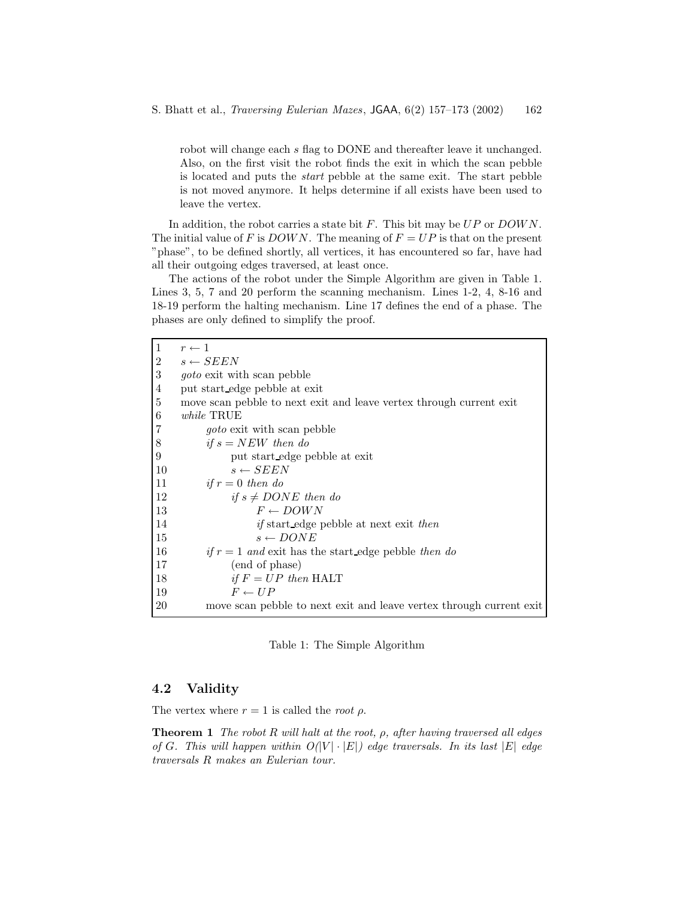robot will change each $s$ flag to DONE and thereafter leave it unchanged. Also, on the first visit the robot finds the exit in which the scan pebble is located and puts the *start* pebble at the same exit. The start pebble is not moved anymore. It helps determine if all exists have been used to leave the vertex.

In addition, the robot carries a state bit $F$. This bit may be $UP$ or $DOWN$. The initial value of $F$ is $DOWN$. The meaning of $F = UP$ is that on the present "phase", to be defined shortly, all vertices, it has encountered so far, have had all their outgoing edges traversed, at least once.

The actions of the robot under the Simple Algorithm are given in Table 1. Lines 3, 5, 7 and 20 perform the scanning mechanism. Lines 1-2, 4, 8-16 and 18-19 perform the halting mechanism. Line 17 defines the end of a phase. The phases are only defined to simplify the proof.

```
1    r ← 1
2    s ← SEEN
3    goto exit with scan pebble
4    put start_edge pebble at exit
5    move scan pebble to next exit and leave vertex through current exit
6    while TRUE
7        goto exit with scan pebble
8        if s = NEW then do
9            put start_edge pebble at exit
10           s ← SEEN
11       if r = 0 then do
12           if s ≠ DONE then do
13               F ← DOWN
14               if start_edge pebble at next exit then
15               s ← DONE
16       if r = 1 and exit has the start_edge pebble then do
17           (end of phase)
18           if F = UP then HALT
19           F ← UP
20       move scan pebble to next exit and leave vertex through current exit
```

Table 1: The Simple Algorithm

## 4.2 Validity

The vertex where $r = 1$ is called the *root* $\rho$.

**Theorem 1** *The robot $R$ will halt at the root, $\rho$, after having traversed all edges of $G$. This will happen within $O(|V| \cdot |E|)$ edge traversals. In its last $|E|$ edge traversals $R$ makes an Eulerian tour.*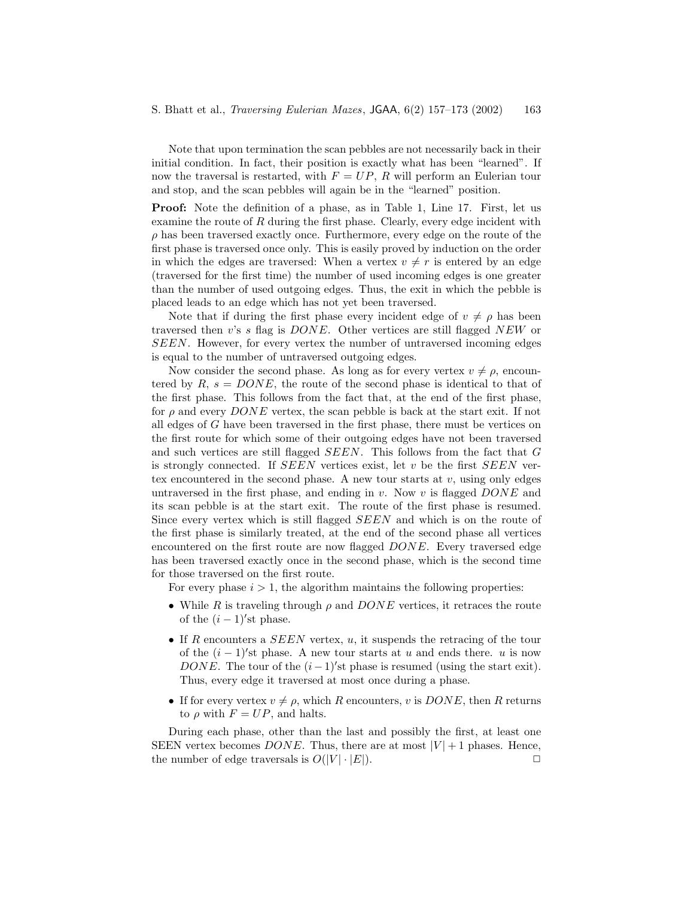Note that upon termination the scan pebbles are not necessarily back in their initial condition. In fact, their position is exactly what has been "learned". If now the traversal is restarted, with $F = UP$, $R$ will perform an Eulerian tour and stop, and the scan pebbles will again be in the "learned" position.

**Proof:** Note the definition of a phase, as in Table 1, Line 17. First, let us examine the route of $R$ during the first phase. Clearly, every edge incident with $\rho$ has been traversed exactly once. Furthermore, every edge on the route of the first phase is traversed once only. This is easily proved by induction on the order in which the edges are traversed: When a vertex $v \neq r$ is entered by an edge (traversed for the first time) the number of used incoming edges is one greater than the number of used outgoing edges. Thus, the exit in which the pebble is placed leads to an edge which has not yet been traversed.

Note that if during the first phase every incident edge of $v \neq \rho$ has been traversed then $v$'s $s$ flag is $DONE$. Other vertices are still flagged $NEW$ or $SEEN$. However, for every vertex the number of untraversed incoming edges is equal to the number of untraversed outgoing edges.

Now consider the second phase. As long as for every vertex $v \neq \rho$, encountered by $R$, $s = DONE$, the route of the second phase is identical to that of the first phase. This follows from the fact that, at the end of the first phase, for $\rho$ and every $DONE$ vertex, the scan pebble is back at the start exit. If not all edges of $G$ have been traversed in the first phase, there must be vertices on the first route for which some of their outgoing edges have not been traversed and such vertices are still flagged $SEEN$. This follows from the fact that $G$ is strongly connected. If $SEEN$ vertices exist, let $v$ be the first $SEEN$ vertex encountered in the second phase. A new tour starts at $v$, using only edges untraversed in the first phase, and ending in $v$. Now $v$ is flagged $DONE$ and its scan pebble is at the start exit. The route of the first phase is resumed. Since every vertex which is still flagged $SEEN$ and which is on the route of the first phase is similarly treated, at the end of the second phase all vertices encountered on the first route are now flagged $DONE$. Every traversed edge has been traversed exactly once in the second phase, which is the second time for those traversed on the first route.

For every phase $i > 1$, the algorithm maintains the following properties:

- While $R$ is traveling through $\rho$ and $DONE$ vertices, it retraces the route of the $(i-1)'$st phase.
- If $R$ encounters a $SEEN$ vertex, $u$, it suspends the retracing of the tour of the $(i-1)'$st phase. A new tour starts at $u$ and ends there. $u$ is now $DONE$. The tour of the $(i-1)'$st phase is resumed (using the start exit). Thus, every edge it traversed at most once during a phase.
- If for every vertex $v \neq \rho$, which $R$ encounters, $v$ is $DONE$, then $R$ returns to $\rho$ with $F = UP$, and halts.

During each phase, other than the last and possibly the first, at least one SEEN vertex becomes $DONE$. Thus, there are at most $|V| + 1$ phases. Hence, the number of edge traversals is $O(|V| \cdot |E|)$. □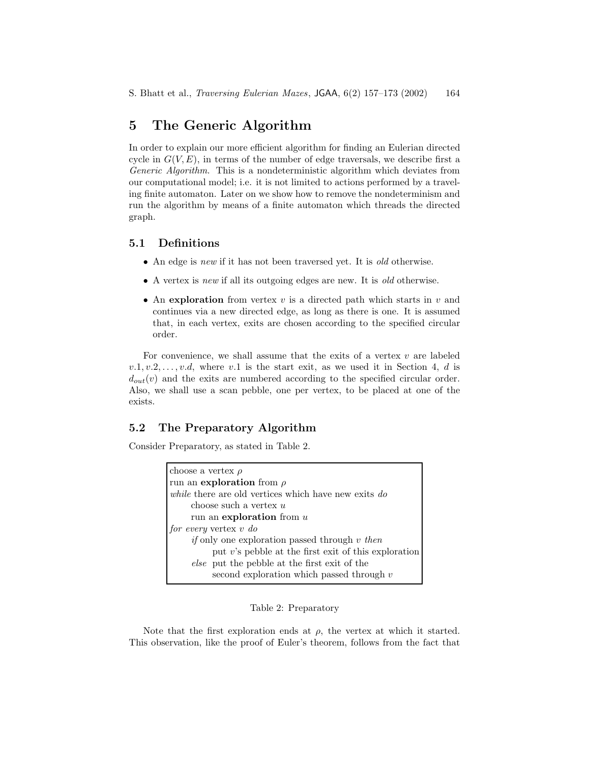# 5 The Generic Algorithm

In order to explain our more efficient algorithm for finding an Eulerian directed cycle in $G(V, E)$, in terms of the number of edge traversals, we describe first a *Generic Algorithm*. This is a nondeterministic algorithm which deviates from our computational model; i.e. it is not limited to actions performed by a traveling finite automaton. Later on we show how to remove the nondeterminism and run the algorithm by means of a finite automaton which threads the directed graph.

## 5.1 Definitions

- An edge is *new* if it has not been traversed yet. It is *old* otherwise.
- A vertex is *new* if all its outgoing edges are new. It is *old* otherwise.
- An **exploration** from vertex $v$ is a directed path which starts in $v$ and continues via a new directed edge, as long as there is one. It is assumed that, in each vertex, exits are chosen according to the specified circular order.

For convenience, we shall assume that the exits of a vertex $v$ are labeled $v.1, v.2, \ldots, v.d$, where $v.1$ is the start exit, as we used it in Section 4, $d$ is $d_{out}(v)$ and the exits are numbered according to the specified circular order. Also, we shall use a scan pebble, one per vertex, to be placed at one of the exists.

## 5.2 The Preparatory Algorithm

Consider Preparatory, as stated in Table 2.

```
choose a vertex ρ
run an exploration from ρ
while there are old vertices which have new exits do
      choose such a vertex u
      run an exploration from u
for every vertex v do
      if only one exploration passed through v then
            put v's pebble at the first exit of this exploration
      else  put the pebble at the first exit of the
            second exploration which passed through v
```

Table 2: Preparatory

Note that the first exploration ends at $\rho$, the vertex at which it started. This observation, like the proof of Euler's theorem, follows from the fact that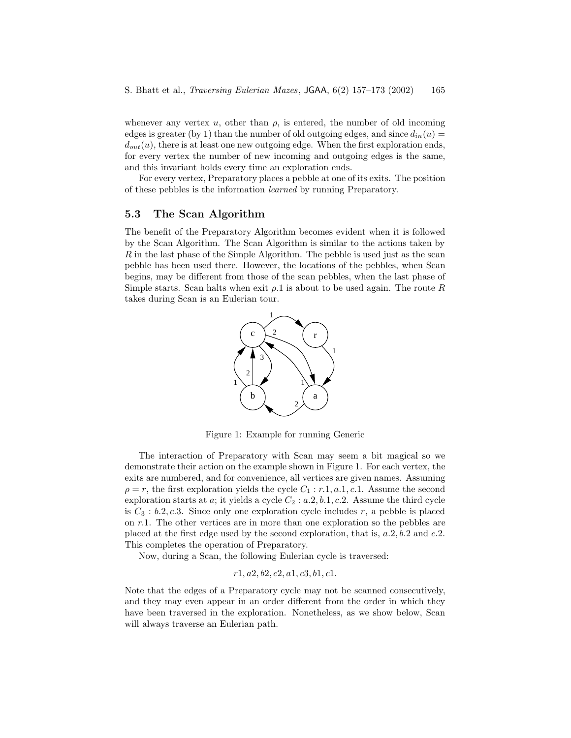whenever any vertex $u$, other than $\rho$, is entered, the number of old incoming edges is greater (by 1) than the number of old outgoing edges, and since $d_{in}(u) = d_{out}(u)$, there is at least one new outgoing edge. When the first exploration ends, for every vertex the number of new incoming and outgoing edges is the same, and this invariant holds every time an exploration ends.

For every vertex, Preparatory places a pebble at one of its exits. The position of these pebbles is the information *learned* by running Preparatory.

### 5.3 The Scan Algorithm

The benefit of the Preparatory Algorithm becomes evident when it is followed by the Scan Algorithm. The Scan Algorithm is similar to the actions taken by $R$ in the last phase of the Simple Algorithm. The pebble is used just as the scan pebble has been used there. However, the locations of the pebbles, when Scan begins, may be different from those of the scan pebbles, when the last phase of Simple starts. Scan halts when exit $\rho.1$ is about to be used again. The route $R$ takes during Scan is an Eulerian tour.

Figure 1: Example for running Generic

The interaction of Preparatory with Scan may seem a bit magical so we demonstrate their action on the example shown in Figure 1. For each vertex, the exits are numbered, and for convenience, all vertices are given names. Assuming $\rho = r$, the first exploration yields the cycle $C_1 : r.1, a.1, c.1$. Assume the second exploration starts at $a$; it yields a cycle $C_2 : a.2, b.1, c.2$. Assume the third cycle is $C_3 : b.2, c.3$. Since only one exploration cycle includes $r$, a pebble is placed on $r.1$. The other vertices are in more than one exploration so the pebbles are placed at the first edge used by the second exploration, that is, $a.2, b.2$ and $c.2$. This completes the operation of Preparatory.

Now, during a Scan, the following Eulerian cycle is traversed:

$$r1, a2, b2, c2, a1, c3, b1, c1.$$

Note that the edges of a Preparatory cycle may not be scanned consecutively, and they may even appear in an order different from the order in which they have been traversed in the exploration. Nonetheless, as we show below, Scan will always traverse an Eulerian path.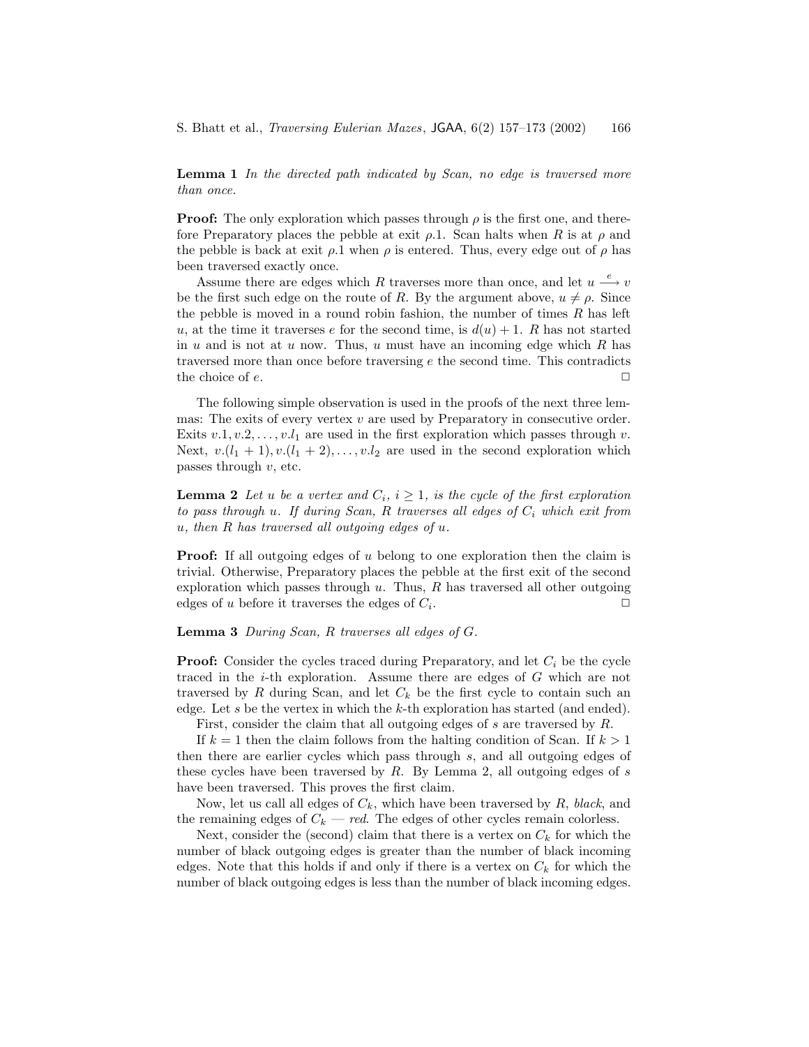**Lemma 1** *In the directed path indicated by Scan, no edge is traversed more than once.*

**Proof:** The only exploration which passes through $\rho$ is the first one, and therefore Preparatory places the pebble at exit $\rho.1$. Scan halts when $R$ is at $\rho$ and the pebble is back at exit $\rho.1$ when $\rho$ is entered. Thus, every edge out of $\rho$ has been traversed exactly once.

Assume there are edges which $R$ traverses more than once, and let $u \xrightarrow{e} v$ be the first such edge on the route of $R$. By the argument above, $u \neq \rho$. Since the pebble is moved in a round robin fashion, the number of times $R$ has left $u$, at the time it traverses $e$ for the second time, is $d(u) + 1$. $R$ has not started in $u$ and is not at $u$ now. Thus, $u$ must have an incoming edge which $R$ has traversed more than once before traversing $e$ the second time. This contradicts the choice of $e$. $\Box$

The following simple observation is used in the proofs of the next three lemmas: The exits of every vertex $v$ are used by Preparatory in consecutive order. Exits $v.1, v.2, \ldots, v.l_1$ are used in the first exploration which passes through $v$. Next, $v.(l_1 + 1), v.(l_1 + 2), \ldots, v.l_2$ are used in the second exploration which passes through $v$, etc.

**Lemma 2** *Let $u$ be a vertex and $C_i$, $i \geq 1$, is the cycle of the first exploration to pass through $u$. If during Scan, $R$ traverses all edges of $C_i$ which exit from $u$, then $R$ has traversed all outgoing edges of $u$.*

**Proof:** If all outgoing edges of $u$ belong to one exploration then the claim is trivial. Otherwise, Preparatory places the pebble at the first exit of the second exploration which passes through $u$. Thus, $R$ has traversed all other outgoing edges of $u$ before it traverses the edges of $C_i$. $\Box$

**Lemma 3** *During Scan, $R$ traverses all edges of $G$.*

**Proof:** Consider the cycles traced during Preparatory, and let $C_i$ be the cycle traced in the $i$-th exploration. Assume there are edges of $G$ which are not traversed by $R$ during Scan, and let $C_k$ be the first cycle to contain such an edge. Let $s$ be the vertex in which the $k$-th exploration has started (and ended).

First, consider the claim that all outgoing edges of $s$ are traversed by $R$.

If $k = 1$ then the claim follows from the halting condition of Scan. If $k > 1$ then there are earlier cycles which pass through $s$, and all outgoing edges of these cycles have been traversed by $R$. By Lemma 2, all outgoing edges of $s$ have been traversed. This proves the first claim.

Now, let us call all edges of $C_k$, which have been traversed by $R$, *black*, and the remaining edges of $C_k$ — *red*. The edges of other cycles remain colorless.

Next, consider the (second) claim that there is a vertex on $C_k$ for which the number of black outgoing edges is greater than the number of black incoming edges. Note that this holds if and only if there is a vertex on $C_k$ for which the number of black outgoing edges is less than the number of black incoming edges.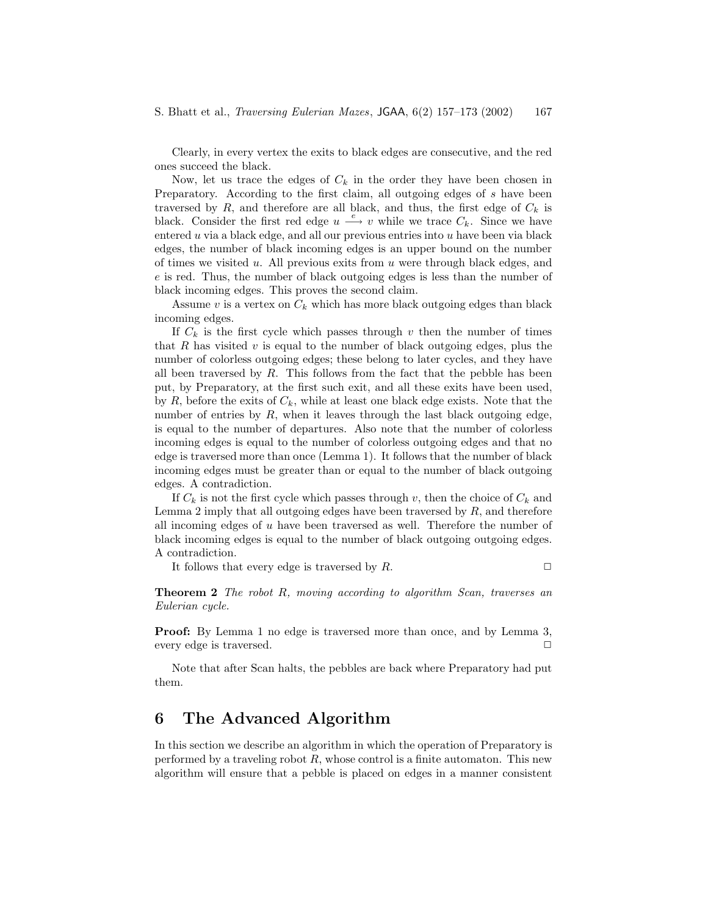Clearly, in every vertex the exits to black edges are consecutive, and the red ones succeed the black.

Now, let us trace the edges of $C_k$ in the order they have been chosen in Preparatory. According to the first claim, all outgoing edges of $s$ have been traversed by $R$, and therefore are all black, and thus, the first edge of $C_k$ is black. Consider the first red edge $u \xrightarrow{e} v$ while we trace $C_k$. Since we have entered $u$ via a black edge, and all our previous entries into $u$ have been via black edges, the number of black incoming edges is an upper bound on the number of times we visited $u$. All previous exits from $u$ were through black edges, and $e$ is red. Thus, the number of black outgoing edges is less than the number of black incoming edges. This proves the second claim.

Assume $v$ is a vertex on $C_k$ which has more black outgoing edges than black incoming edges.

If $C_k$ is the first cycle which passes through $v$ then the number of times that $R$ has visited $v$ is equal to the number of black outgoing edges, plus the number of colorless outgoing edges; these belong to later cycles, and they have all been traversed by $R$. This follows from the fact that the pebble has been put, by Preparatory, at the first such exit, and all these exits have been used, by $R$, before the exits of $C_k$, while at least one black edge exists. Note that the number of entries by $R$, when it leaves through the last black outgoing edge, is equal to the number of departures. Also note that the number of colorless incoming edges is equal to the number of colorless outgoing edges and that no edge is traversed more than once (Lemma 1). It follows that the number of black incoming edges must be greater than or equal to the number of black outgoing edges. A contradiction.

If $C_k$ is not the first cycle which passes through $v$, then the choice of $C_k$ and Lemma 2 imply that all outgoing edges have been traversed by $R$, and therefore all incoming edges of $u$ have been traversed as well. Therefore the number of black incoming edges is equal to the number of black outgoing outgoing edges. A contradiction.

It follows that every edge is traversed by $R$. □

**Theorem 2** *The robot $R$, moving according to algorithm Scan, traverses an Eulerian cycle.*

**Proof:** By Lemma 1 no edge is traversed more than once, and by Lemma 3, every edge is traversed. □

Note that after Scan halts, the pebbles are back where Preparatory had put them.

# 6 The Advanced Algorithm

In this section we describe an algorithm in which the operation of Preparatory is performed by a traveling robot $R$, whose control is a finite automaton. This new algorithm will ensure that a pebble is placed on edges in a manner consistent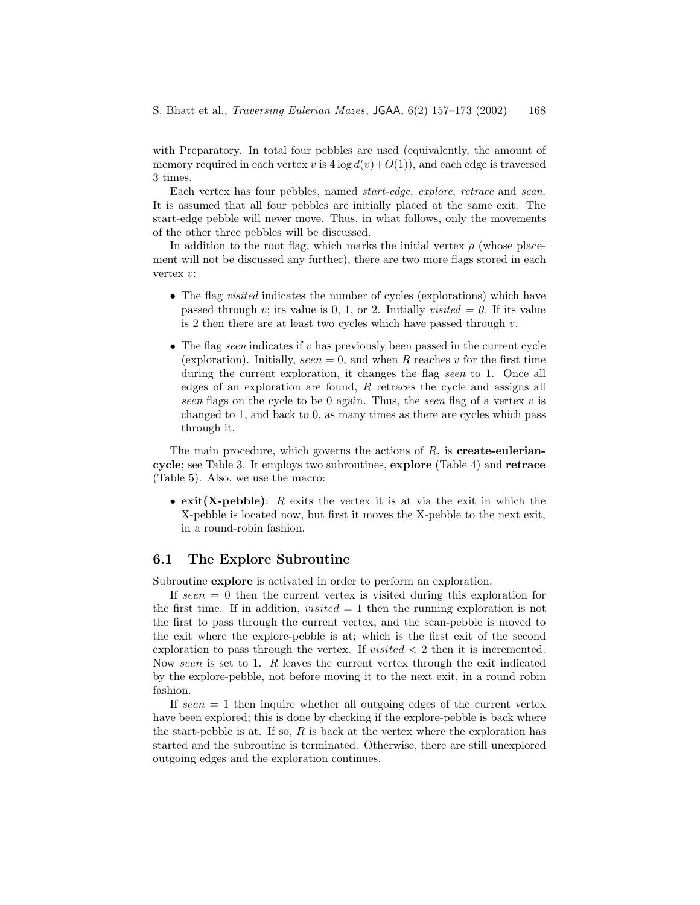with Preparatory. In total four pebbles are used (equivalently, the amount of memory required in each vertex $v$ is $4 \log d(v)+O(1)$), and each edge is traversed 3 times.

Each vertex has four pebbles, named *start-edge*, *explore*, *retrace* and *scan*. It is assumed that all four pebbles are initially placed at the same exit. The start-edge pebble will never move. Thus, in what follows, only the movements of the other three pebbles will be discussed.

In addition to the root flag, which marks the initial vertex $\rho$ (whose placement will not be discussed any further), there are two more flags stored in each vertex $v$:

- The flag *visited* indicates the number of cycles (explorations) which have passed through $v$; its value is 0, 1, or 2. Initially *visited = 0*. If its value is 2 then there are at least two cycles which have passed through $v$.
- The flag *seen* indicates if $v$ has previously been passed in the current cycle (exploration). Initially, $seen = 0$, and when $R$ reaches $v$ for the first time during the current exploration, it changes the flag *seen* to 1. Once all edges of an exploration are found, $R$ retraces the cycle and assigns all *seen* flags on the cycle to be 0 again. Thus, the *seen* flag of a vertex $v$ is changed to 1, and back to 0, as many times as there are cycles which pass through it.

The main procedure, which governs the actions of $R$, is **create-eulerian-cycle**; see Table 3. It employs two subroutines, **explore** (Table 4) and **retrace** (Table 5). Also, we use the macro:

- **exit(X-pebble)**: $R$ exits the vertex it is at via the exit in which the X-pebble is located now, but first it moves the X-pebble to the next exit, in a round-robin fashion.

## 6.1 The Explore Subroutine

Subroutine **explore** is activated in order to perform an exploration.

If $seen = 0$ then the current vertex is visited during this exploration for the first time. If in addition, $visited = 1$ then the running exploration is not the first to pass through the current vertex, and the scan-pebble is moved to the exit where the explore-pebble is at; which is the first exit of the second exploration to pass through the vertex. If $visited < 2$ then it is incremented. Now *seen* is set to 1. $R$ leaves the current vertex through the exit indicated by the explore-pebble, not before moving it to the next exit, in a round robin fashion.

If $seen = 1$ then inquire whether all outgoing edges of the current vertex have been explored; this is done by checking if the explore-pebble is back where the start-pebble is at. If so, $R$ is back at the vertex where the exploration has started and the subroutine is terminated. Otherwise, there are still unexplored outgoing edges and the exploration continues.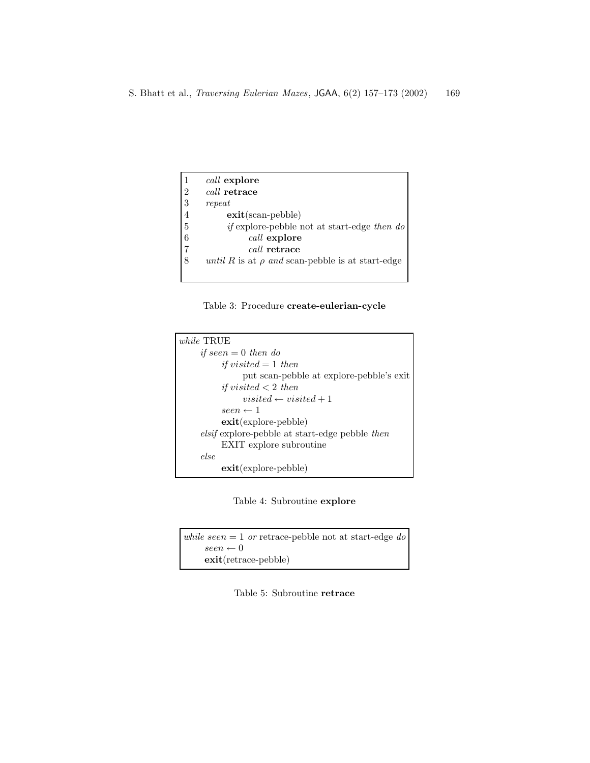```
1   call explore
2   call retrace
3   repeat
4       exit(scan-pebble)
5       if explore-pebble not at start-edge then do
6           call explore
7           call retrace
8   until R is at ρ and scan-pebble is at start-edge
```

Table 3: Procedure **create-eulerian-cycle**

```
while TRUE
    if seen = 0 then do
        if visited = 1 then
            put scan-pebble at explore-pebble's exit
        if visited < 2 then
            visited ← visited + 1
        seen ← 1
        exit(explore-pebble)
    elsif explore-pebble at start-edge pebble then
        EXIT explore subroutine
    else
        exit(explore-pebble)
```

Table 4: Subroutine **explore**

```
while seen = 1 or retrace-pebble not at start-edge do
    seen ← 0
    exit(retrace-pebble)
```

Table 5: Subroutine **retrace**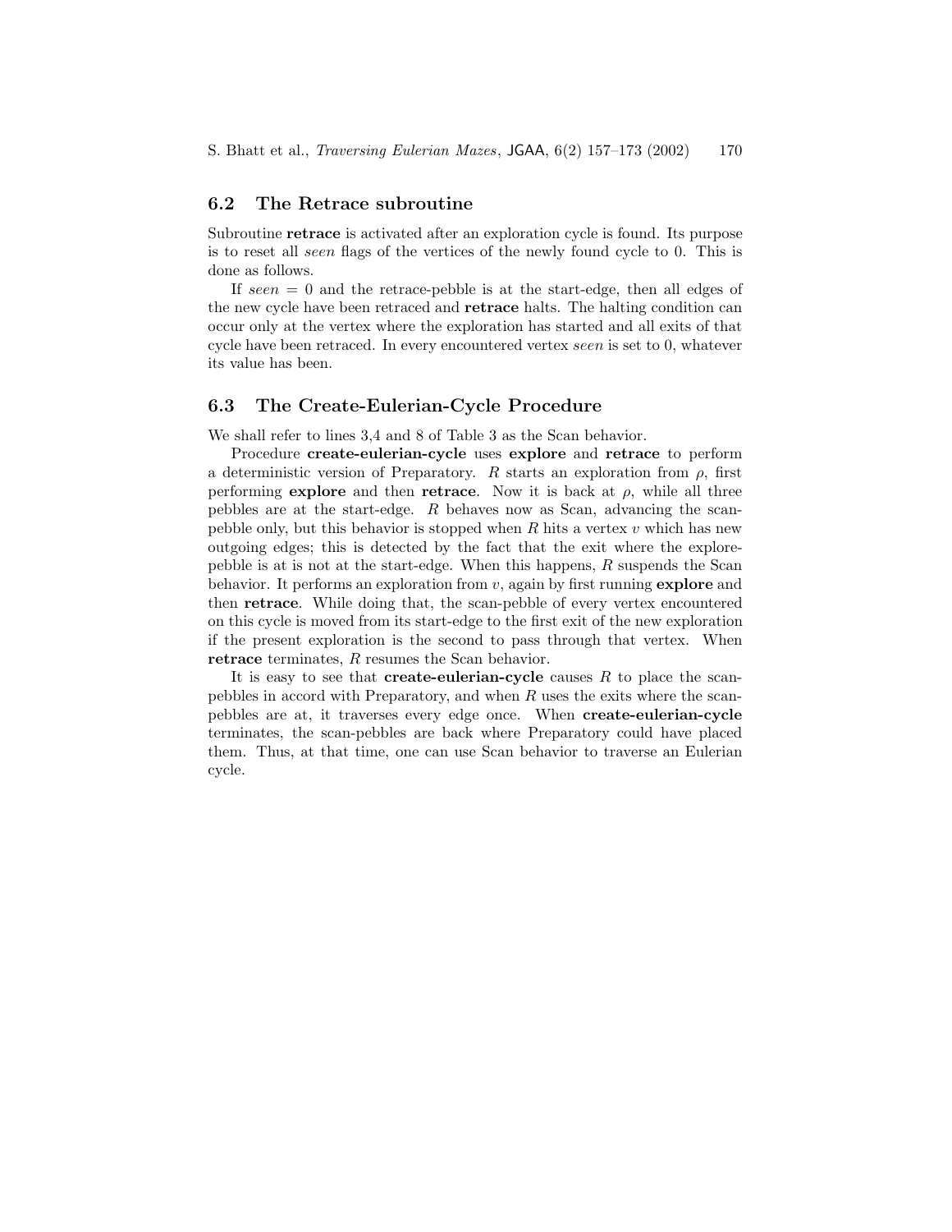## 6.2 The Retrace subroutine

Subroutine **retrace** is activated after an exploration cycle is found. Its purpose is to reset all *seen* flags of the vertices of the newly found cycle to 0. This is done as follows.

If *seen* = 0 and the retrace-pebble is at the start-edge, then all edges of the new cycle have been retraced and **retrace** halts. The halting condition can occur only at the vertex where the exploration has started and all exits of that cycle have been retraced. In every encountered vertex *seen* is set to 0, whatever its value has been.

## 6.3 The Create-Eulerian-Cycle Procedure

We shall refer to lines 3,4 and 8 of Table 3 as the Scan behavior.

Procedure **create-eulerian-cycle** uses **explore** and **retrace** to perform a deterministic version of Preparatory. $R$ starts an exploration from $\rho$, first performing **explore** and then **retrace**. Now it is back at $\rho$, while all three pebbles are at the start-edge. $R$ behaves now as Scan, advancing the scan-pebble only, but this behavior is stopped when $R$ hits a vertex $v$ which has new outgoing edges; this is detected by the fact that the exit where the explore-pebble is at is not at the start-edge. When this happens, $R$ suspends the Scan behavior. It performs an exploration from $v$, again by first running **explore** and then **retrace**. While doing that, the scan-pebble of every vertex encountered on this cycle is moved from its start-edge to the first exit of the new exploration if the present exploration is the second to pass through that vertex. When **retrace** terminates, $R$ resumes the Scan behavior.

It is easy to see that **create-eulerian-cycle** causes $R$ to place the scan-pebbles in accord with Preparatory, and when $R$ uses the exits where the scan-pebbles are at, it traverses every edge once. When **create-eulerian-cycle** terminates, the scan-pebbles are back where Preparatory could have placed them. Thus, at that time, one can use Scan behavior to traverse an Eulerian cycle.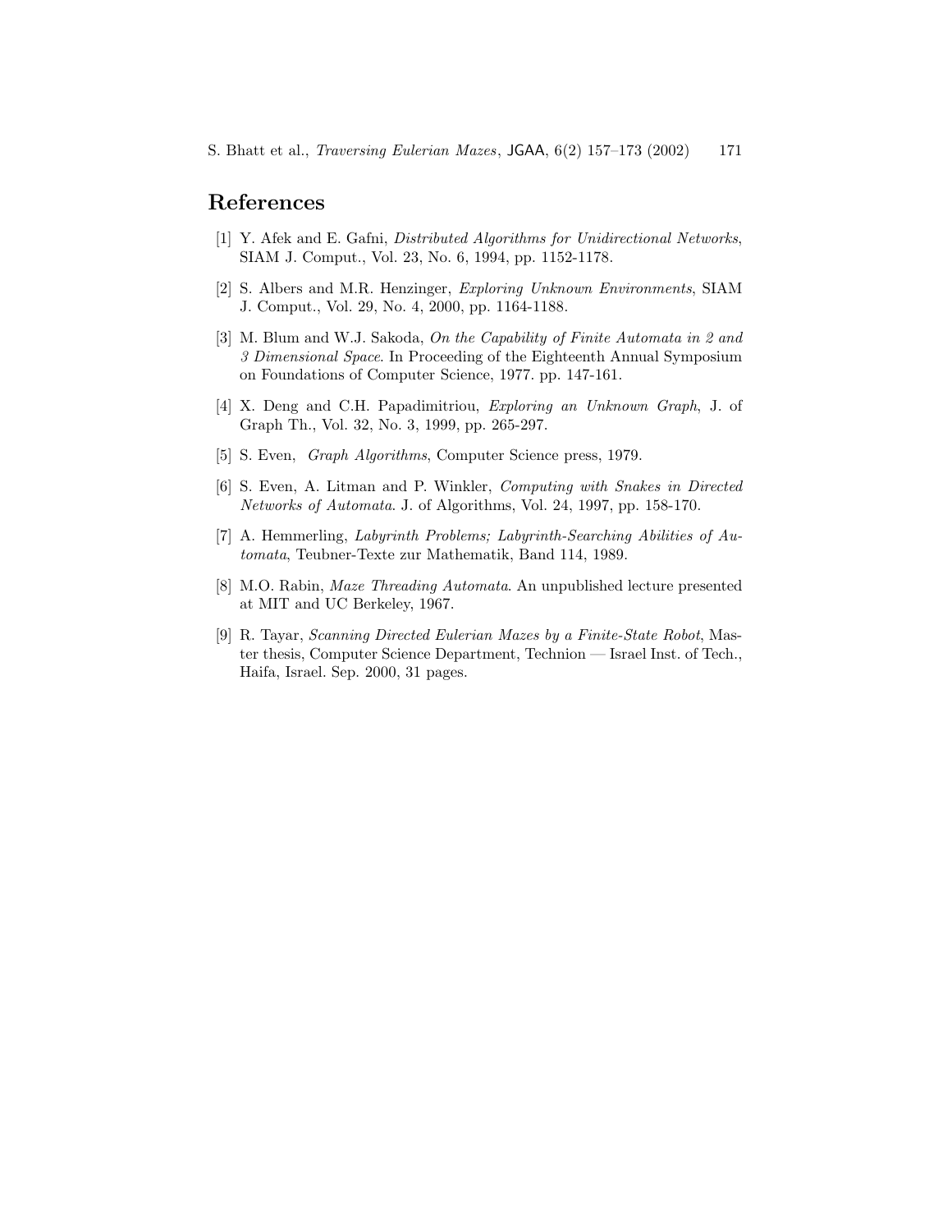## References

[1] Y. Afek and E. Gafni, *Distributed Algorithms for Unidirectional Networks*, SIAM J. Comput., Vol. 23, No. 6, 1994, pp. 1152-1178.

[2] S. Albers and M.R. Henzinger, *Exploring Unknown Environments*, SIAM J. Comput., Vol. 29, No. 4, 2000, pp. 1164-1188.

[3] M. Blum and W.J. Sakoda, *On the Capability of Finite Automata in 2 and 3 Dimensional Space*. In Proceeding of the Eighteenth Annual Symposium on Foundations of Computer Science, 1977. pp. 147-161.

[4] X. Deng and C.H. Papadimitriou, *Exploring an Unknown Graph*, J. of Graph Th., Vol. 32, No. 3, 1999, pp. 265-297.

[5] S. Even, *Graph Algorithms*, Computer Science press, 1979.

[6] S. Even, A. Litman and P. Winkler, *Computing with Snakes in Directed Networks of Automata*. J. of Algorithms, Vol. 24, 1997, pp. 158-170.

[7] A. Hemmerling, *Labyrinth Problems; Labyrinth-Searching Abilities of Automata*, Teubner-Texte zur Mathematik, Band 114, 1989.

[8] M.O. Rabin, *Maze Threading Automata*. An unpublished lecture presented at MIT and UC Berkeley, 1967.

[9] R. Tayar, *Scanning Directed Eulerian Mazes by a Finite-State Robot*, Master thesis, Computer Science Department, Technion — Israel Inst. of Tech., Haifa, Israel. Sep. 2000, 31 pages.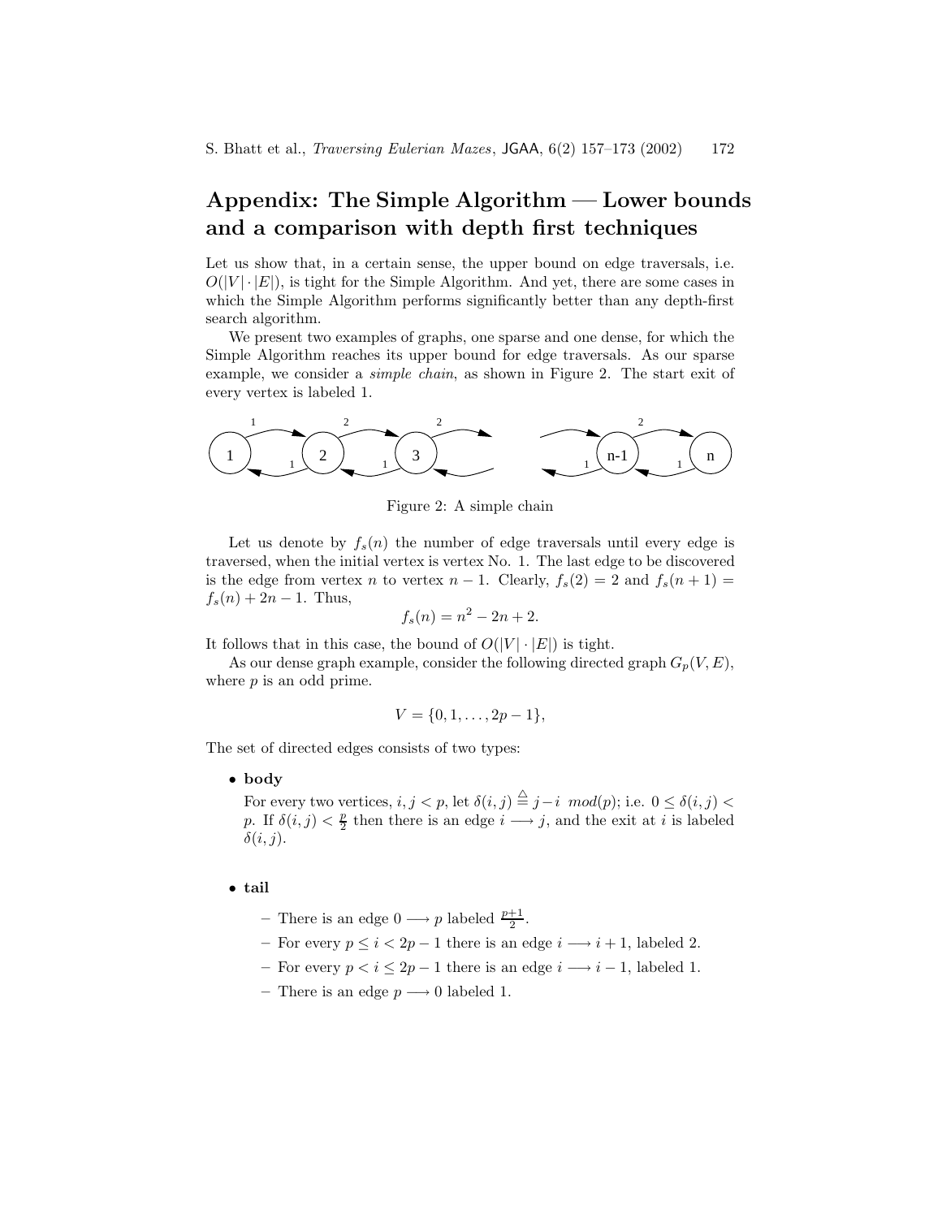## Appendix: The Simple Algorithm — Lower bounds and a comparison with depth first techniques

Let us show that, in a certain sense, the upper bound on edge traversals, i.e. $O(|V| \cdot |E|)$, is tight for the Simple Algorithm. And yet, there are some cases in which the Simple Algorithm performs significantly better than any depth-first search algorithm.

We present two examples of graphs, one sparse and one dense, for which the Simple Algorithm reaches its upper bound for edge traversals. As our sparse example, we consider a *simple chain*, as shown in Figure 2. The start exit of every vertex is labeled 1.

Figure 2: A simple chain

Let us denote by $f_s(n)$ the number of edge traversals until every edge is traversed, when the initial vertex is vertex No. 1. The last edge to be discovered is the edge from vertex $n$ to vertex $n-1$. Clearly, $f_s(2) = 2$ and $f_s(n+1) = f_s(n) + 2n - 1$. Thus,

$$f_s(n) = n^2 - 2n + 2.$$

It follows that in this case, the bound of $O(|V| \cdot |E|)$ is tight.

As our dense graph example, consider the following directed graph $G_p(V, E)$, where $p$ is an odd prime.

$$V = \{0, 1, \ldots, 2p-1\},$$

The set of directed edges consists of two types:

- **body**

  For every two vertices, $i, j < p$, let $\delta(i,j) \stackrel{\triangle}{=} j - i \ mod(p)$; i.e. $0 \leq \delta(i,j) < p$. If $\delta(i,j) < \frac{p}{2}$ then there is an edge $i \longrightarrow j$, and the exit at $i$ is labeled $\delta(i,j)$.

- **tail**
  - There is an edge $0 \longrightarrow p$ labeled $\frac{p+1}{2}$.
  - For every $p \leq i < 2p-1$ there is an edge $i \longrightarrow i+1$, labeled 2.
  - For every $p < i \leq 2p-1$ there is an edge $i \longrightarrow i-1$, labeled 1.
  - There is an edge $p \longrightarrow 0$ labeled 1.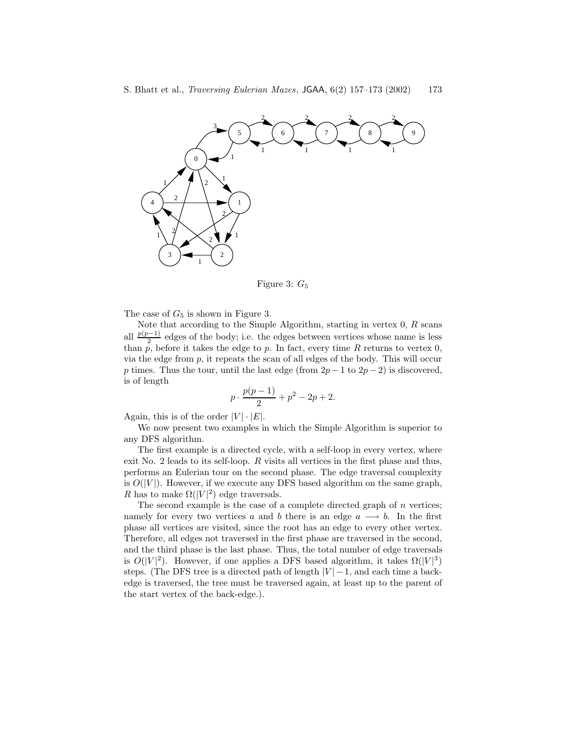0
1
2
3
4
5
6
7
8
9
1
1
1
1
1
1
1
1
1
1
1
2
2
2
2
2
2
2
2
2
3

Figure 3: $G_5$

The case of $G_5$ is shown in Figure 3.

Note that according to the Simple Algorithm, starting in vertex 0, $R$ scans all $\frac{p(p-1)}{2}$ edges of the body; i.e. the edges between vertices whose name is less than $p$, before it takes the edge to $p$. In fact, every time $R$ returns to vertex 0, via the edge from $p$, it repeats the scan of all edges of the body. This will occur $p$ times. Thus the tour, until the last edge (from $2p-1$ to $2p-2$) is discovered, is of length

$$p \cdot \frac{p(p-1)}{2} + p^2 - 2p + 2.$$

Again, this is of the order $|V| \cdot |E|$.

We now present two examples in which the Simple Algorithm is superior to any DFS algorithm.

The first example is a directed cycle, with a self-loop in every vertex, where exit No. 2 leads to its self-loop. $R$ visits all vertices in the first phase and thus, performs an Eulerian tour on the second phase. The edge traversal complexity is $O(|V|)$. However, if we execute any DFS based algorithm on the same graph, $R$ has to make $\Omega(|V|^2)$ edge traversals.

The second example is the case of a complete directed graph of $n$ vertices; namely for every two vertices $a$ and $b$ there is an edge $a \longrightarrow b$. In the first phase all vertices are visited, since the root has an edge to every other vertex. Therefore, all edges not traversed in the first phase are traversed in the second, and the third phase is the last phase. Thus, the total number of edge traversals is $O(|V|^2)$. However, if one applies a DFS based algorithm, it takes $\Omega(|V|^3)$ steps. (The DFS tree is a directed path of length $|V|-1$, and each time a back-edge is traversed, the tree must be traversed again, at least up to the parent of the start vertex of the back-edge.).